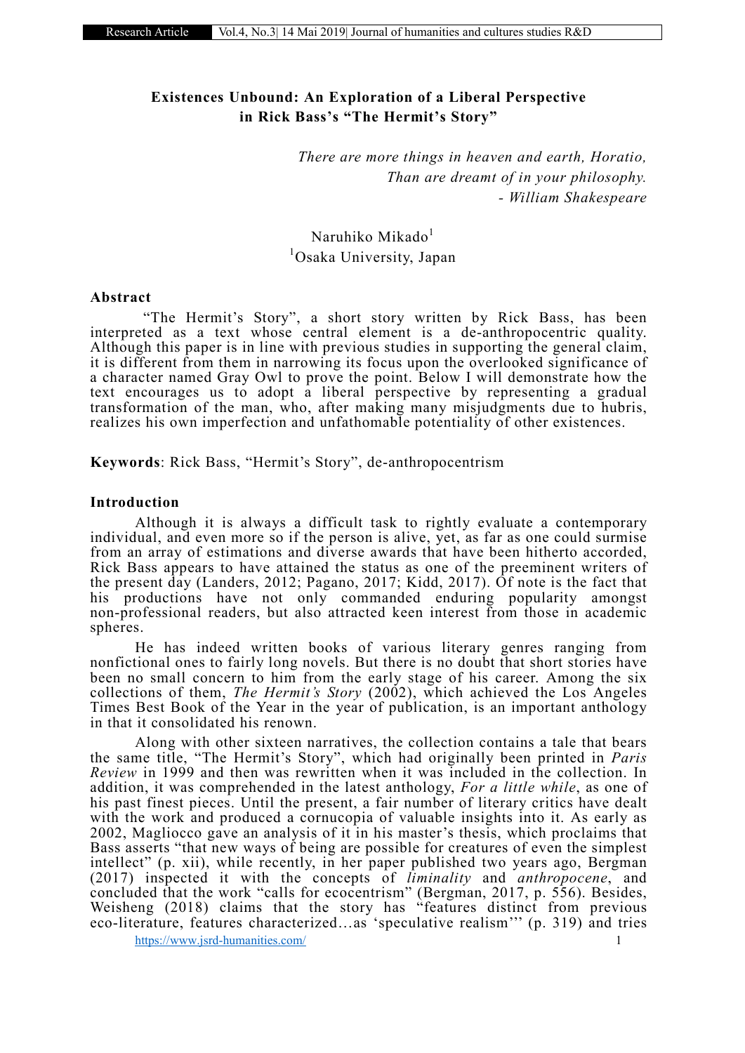**Existences Unbound: An Exploration of a Liberal Perspective in Rick Bass's "The Hermit's Story"**

*There are more things in heaven and earth, Horatio,*
*Than are dreamt of in your philosophy.*
*- William Shakespeare*

Naruhiko Mikado[1]
[1]Osaka University, Japan

## Abstract

"The Hermit's Story", a short story written by Rick Bass, has been interpreted as a text whose central element is a de-anthropocentric quality. Although this paper is in line with previous studies in supporting the general claim, it is different from them in narrowing its focus upon the overlooked significance of a character named Gray Owl to prove the point. Below I will demonstrate how the text encourages us to adopt a liberal perspective by representing a gradual transformation of the man, who, after making many misjudgments due to hubris, realizes his own imperfection and unfathomable potentiality of other existences.

**Keywords**: Rick Bass, "Hermit's Story", de-anthropocentrism

## Introduction

Although it is always a difficult task to rightly evaluate a contemporary individual, and even more so if the person is alive, yet, as far as one could surmise from an array of estimations and diverse awards that have been hitherto accorded, Rick Bass appears to have attained the status as one of the preeminent writers of the present day (Landers, 2012; Pagano, 2017; Kidd, 2017). Of note is the fact that his productions have not only commanded enduring popularity amongst non-professional readers, but also attracted keen interest from those in academic spheres.

He has indeed written books of various literary genres ranging from nonfictional ones to fairly long novels. But there is no doubt that short stories have been no small concern to him from the early stage of his career. Among the six collections of them, *The Hermit's Story* (2002), which achieved the Los Angeles Times Best Book of the Year in the year of publication, is an important anthology in that it consolidated his renown.

Along with other sixteen narratives, the collection contains a tale that bears the same title, "The Hermit's Story", which had originally been printed in *Paris Review* in 1999 and then was rewritten when it was included in the collection. In addition, it was comprehended in the latest anthology, *For a little while*, as one of his past finest pieces. Until the present, a fair number of literary critics have dealt with the work and produced a cornucopia of valuable insights into it. As early as 2002, Magliocco gave an analysis of it in his master's thesis, which proclaims that Bass asserts "that new ways of being are possible for creatures of even the simplest intellect" (p. xii), while recently, in her paper published two years ago, Bergman (2017) inspected it with the concepts of *liminality* and *anthropocene*, and concluded that the work "calls for ecocentrism" (Bergman, 2017, p. 556). Besides, Weisheng (2018) claims that the story has "features distinct from previous eco-literature, features characterized…as 'speculative realism'" (p. 319) and tries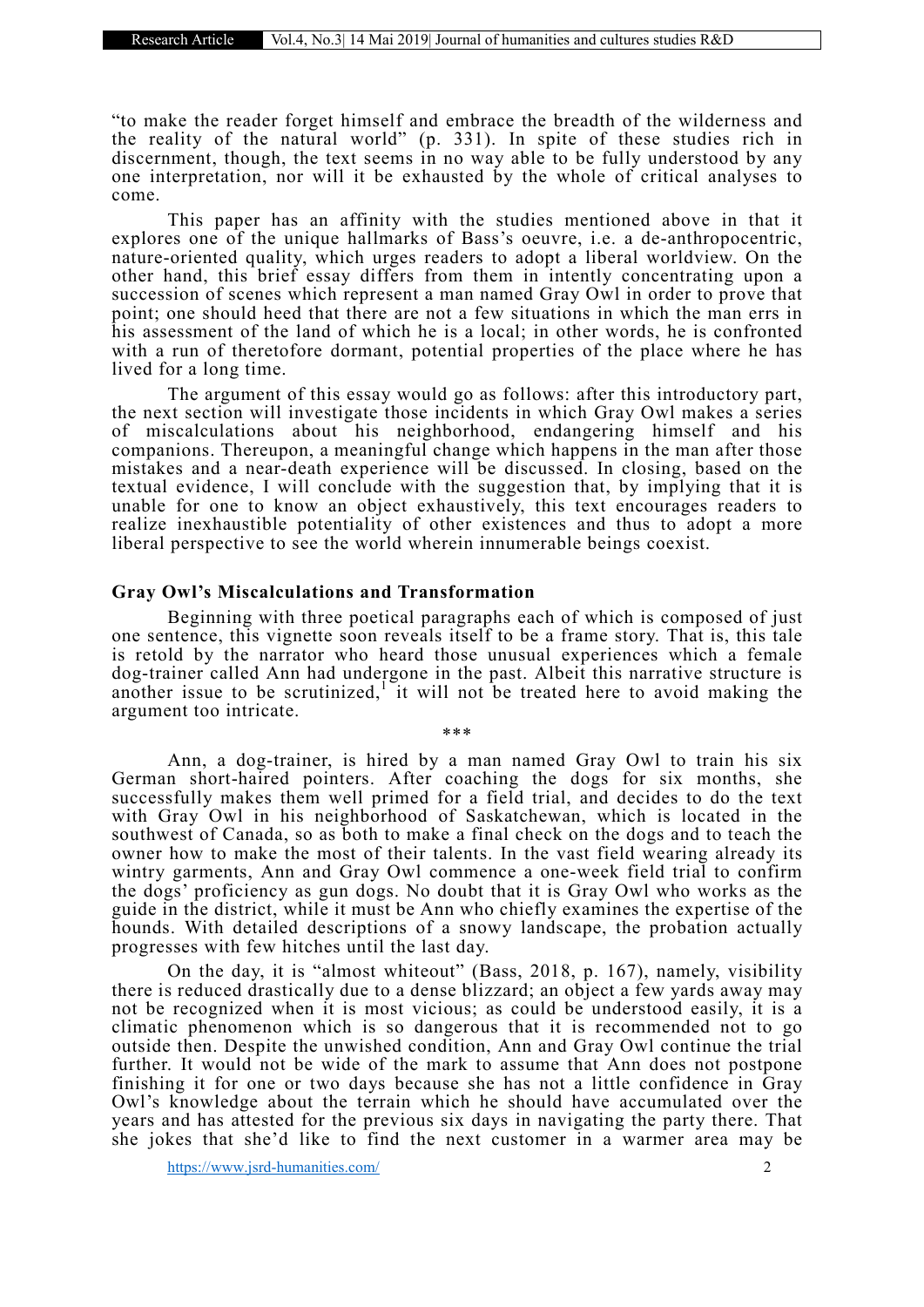"to make the reader forget himself and embrace the breadth of the wilderness and the reality of the natural world" (p. 331). In spite of these studies rich in discernment, though, the text seems in no way able to be fully understood by any one interpretation, nor will it be exhausted by the whole of critical analyses to come.

This paper has an affinity with the studies mentioned above in that it explores one of the unique hallmarks of Bass's oeuvre, i.e. a de-anthropocentric, nature-oriented quality, which urges readers to adopt a liberal worldview. On the other hand, this brief essay differs from them in intently concentrating upon a succession of scenes which represent a man named Gray Owl in order to prove that point; one should heed that there are not a few situations in which the man errs in his assessment of the land of which he is a local; in other words, he is confronted with a run of theretofore dormant, potential properties of the place where he has lived for a long time.

The argument of this essay would go as follows: after this introductory part, the next section will investigate those incidents in which Gray Owl makes a series of miscalculations about his neighborhood, endangering himself and his companions. Thereupon, a meaningful change which happens in the man after those mistakes and a near-death experience will be discussed. In closing, based on the textual evidence, I will conclude with the suggestion that, by implying that it is unable for one to know an object exhaustively, this text encourages readers to realize inexhaustible potentiality of other existences and thus to adopt a more liberal perspective to see the world wherein innumerable beings coexist.

## Gray Owl's Miscalculations and Transformation

Beginning with three poetical paragraphs each of which is composed of just one sentence, this vignette soon reveals itself to be a frame story. That is, this tale is retold by the narrator who heard those unusual experiences which a female dog-trainer called Ann had undergone in the past. Albeit this narrative structure is another issue to be scrutinized,[1] it will not be treated here to avoid making the argument too intricate.

\*\*\*

Ann, a dog-trainer, is hired by a man named Gray Owl to train his six German short-haired pointers. After coaching the dogs for six months, she successfully makes them well primed for a field trial, and decides to do the text with Gray Owl in his neighborhood of Saskatchewan, which is located in the southwest of Canada, so as both to make a final check on the dogs and to teach the owner how to make the most of their talents. In the vast field wearing already its wintry garments, Ann and Gray Owl commence a one-week field trial to confirm the dogs' proficiency as gun dogs. No doubt that it is Gray Owl who works as the guide in the district, while it must be Ann who chiefly examines the expertise of the hounds. With detailed descriptions of a snowy landscape, the probation actually progresses with few hitches until the last day.

On the day, it is "almost whiteout" (Bass, 2018, p. 167), namely, visibility there is reduced drastically due to a dense blizzard; an object a few yards away may not be recognized when it is most vicious; as could be understood easily, it is a climatic phenomenon which is so dangerous that it is recommended not to go outside then. Despite the unwished condition, Ann and Gray Owl continue the trial further. It would not be wide of the mark to assume that Ann does not postpone finishing it for one or two days because she has not a little confidence in Gray Owl's knowledge about the terrain which he should have accumulated over the years and has attested for the previous six days in navigating the party there. That she jokes that she'd like to find the next customer in a warmer area may be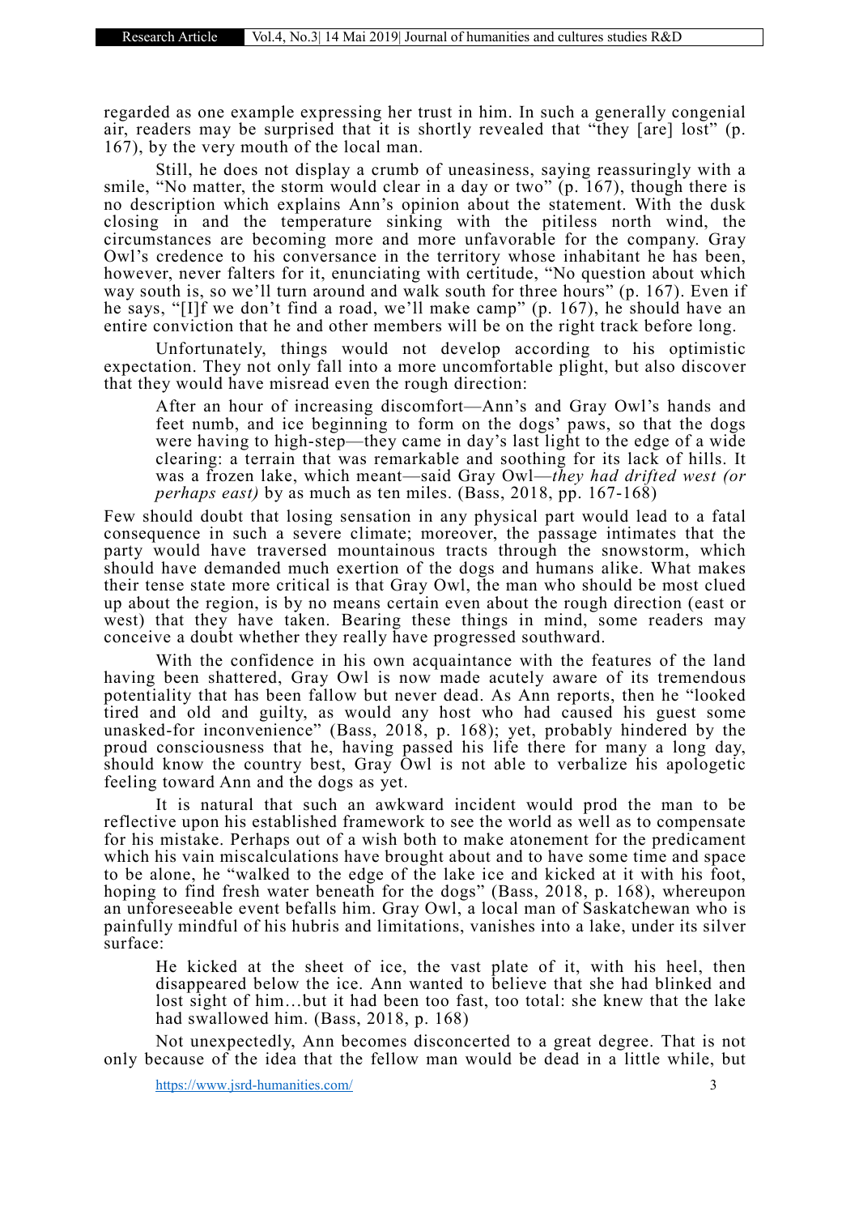regarded as one example expressing her trust in him. In such a generally congenial air, readers may be surprised that it is shortly revealed that "they [are] lost" (p. 167), by the very mouth of the local man.

Still, he does not display a crumb of uneasiness, saying reassuringly with a smile, "No matter, the storm would clear in a day or two" (p. 167), though there is no description which explains Ann's opinion about the statement. With the dusk closing in and the temperature sinking with the pitiless north wind, the circumstances are becoming more and more unfavorable for the company. Gray Owl's credence to his conversance in the territory whose inhabitant he has been, however, never falters for it, enunciating with certitude, "No question about which way south is, so we'll turn around and walk south for three hours" (p. 167). Even if he says, "[I]f we don't find a road, we'll make camp" (p. 167), he should have an entire conviction that he and other members will be on the right track before long.

Unfortunately, things would not develop according to his optimistic expectation. They not only fall into a more uncomfortable plight, but also discover that they would have misread even the rough direction:

> After an hour of increasing discomfort—Ann's and Gray Owl's hands and feet numb, and ice beginning to form on the dogs' paws, so that the dogs were having to high-step—they came in day's last light to the edge of a wide clearing: a terrain that was remarkable and soothing for its lack of hills. It was a frozen lake, which meant—said Gray Owl—*they had drifted west (or perhaps east)* by as much as ten miles. (Bass, 2018, pp. 167-168)

Few should doubt that losing sensation in any physical part would lead to a fatal consequence in such a severe climate; moreover, the passage intimates that the party would have traversed mountainous tracts through the snowstorm, which should have demanded much exertion of the dogs and humans alike. What makes their tense state more critical is that Gray Owl, the man who should be most clued up about the region, is by no means certain even about the rough direction (east or west) that they have taken. Bearing these things in mind, some readers may conceive a doubt whether they really have progressed southward.

With the confidence in his own acquaintance with the features of the land having been shattered, Gray Owl is now made acutely aware of its tremendous potentiality that has been fallow but never dead. As Ann reports, then he "looked tired and old and guilty, as would any host who had caused his guest some unasked-for inconvenience" (Bass, 2018, p. 168); yet, probably hindered by the proud consciousness that he, having passed his life there for many a long day, should know the country best, Gray Owl is not able to verbalize his apologetic feeling toward Ann and the dogs as yet.

It is natural that such an awkward incident would prod the man to be reflective upon his established framework to see the world as well as to compensate for his mistake. Perhaps out of a wish both to make atonement for the predicament which his vain miscalculations have brought about and to have some time and space to be alone, he "walked to the edge of the lake ice and kicked at it with his foot, hoping to find fresh water beneath for the dogs" (Bass, 2018, p. 168), whereupon an unforeseeable event befalls him. Gray Owl, a local man of Saskatchewan who is painfully mindful of his hubris and limitations, vanishes into a lake, under its silver surface:

> He kicked at the sheet of ice, the vast plate of it, with his heel, then disappeared below the ice. Ann wanted to believe that she had blinked and lost sight of him…but it had been too fast, too total: she knew that the lake had swallowed him. (Bass, 2018, p. 168)

Not unexpectedly, Ann becomes disconcerted to a great degree. That is not only because of the idea that the fellow man would be dead in a little while, but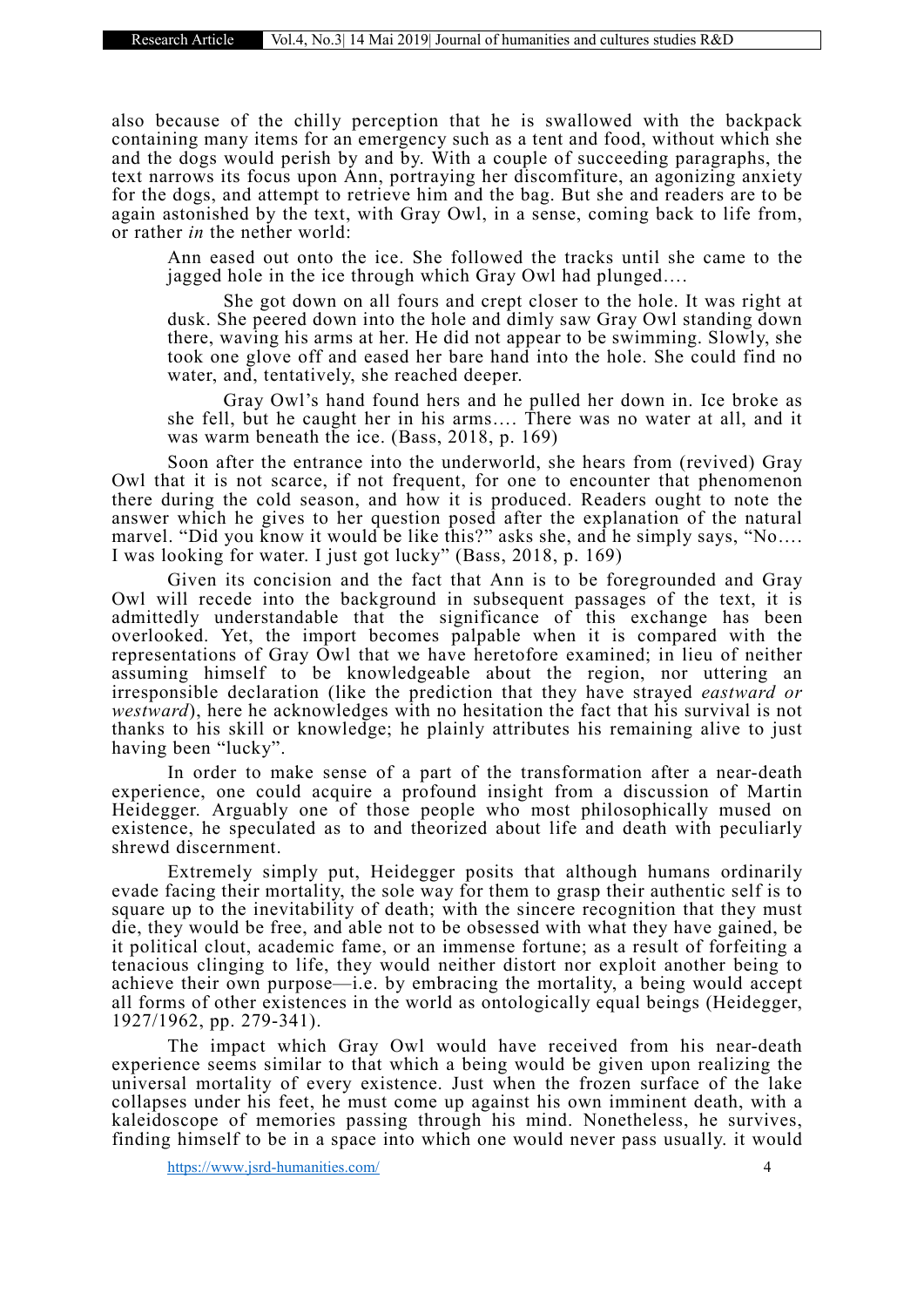also because of the chilly perception that he is swallowed with the backpack containing many items for an emergency such as a tent and food, without which she and the dogs would perish by and by. With a couple of succeeding paragraphs, the text narrows its focus upon Ann, portraying her discomfiture, an agonizing anxiety for the dogs, and attempt to retrieve him and the bag. But she and readers are to be again astonished by the text, with Gray Owl, in a sense, coming back to life from, or rather *in* the nether world:

> Ann eased out onto the ice. She followed the tracks until she came to the jagged hole in the ice through which Gray Owl had plunged….
>
> She got down on all fours and crept closer to the hole. It was right at dusk. She peered down into the hole and dimly saw Gray Owl standing down there, waving his arms at her. He did not appear to be swimming. Slowly, she took one glove off and eased her bare hand into the hole. She could find no water, and, tentatively, she reached deeper.
>
> Gray Owl's hand found hers and he pulled her down in. Ice broke as she fell, but he caught her in his arms…. There was no water at all, and it was warm beneath the ice. (Bass, 2018, p. 169)

Soon after the entrance into the underworld, she hears from (revived) Gray Owl that it is not scarce, if not frequent, for one to encounter that phenomenon there during the cold season, and how it is produced. Readers ought to note the answer which he gives to her question posed after the explanation of the natural marvel. "Did you know it would be like this?" asks she, and he simply says, "No…. I was looking for water. I just got lucky" (Bass, 2018, p. 169)

Given its concision and the fact that Ann is to be foregrounded and Gray Owl will recede into the background in subsequent passages of the text, it is admittedly understandable that the significance of this exchange has been overlooked. Yet, the import becomes palpable when it is compared with the representations of Gray Owl that we have heretofore examined; in lieu of neither assuming himself to be knowledgeable about the region, nor uttering an irresponsible declaration (like the prediction that they have strayed *eastward or westward*), here he acknowledges with no hesitation the fact that his survival is not thanks to his skill or knowledge; he plainly attributes his remaining alive to just having been "lucky".

In order to make sense of a part of the transformation after a near-death experience, one could acquire a profound insight from a discussion of Martin Heidegger. Arguably one of those people who most philosophically mused on existence, he speculated as to and theorized about life and death with peculiarly shrewd discernment.

Extremely simply put, Heidegger posits that although humans ordinarily evade facing their mortality, the sole way for them to grasp their authentic self is to square up to the inevitability of death; with the sincere recognition that they must die, they would be free, and able not to be obsessed with what they have gained, be it political clout, academic fame, or an immense fortune; as a result of forfeiting a tenacious clinging to life, they would neither distort nor exploit another being to achieve their own purpose—i.e. by embracing the mortality, a being would accept all forms of other existences in the world as ontologically equal beings (Heidegger, 1927/1962, pp. 279-341).

The impact which Gray Owl would have received from his near-death experience seems similar to that which a being would be given upon realizing the universal mortality of every existence. Just when the frozen surface of the lake collapses under his feet, he must come up against his own imminent death, with a kaleidoscope of memories passing through his mind. Nonetheless, he survives, finding himself to be in a space into which one would never pass usually. it would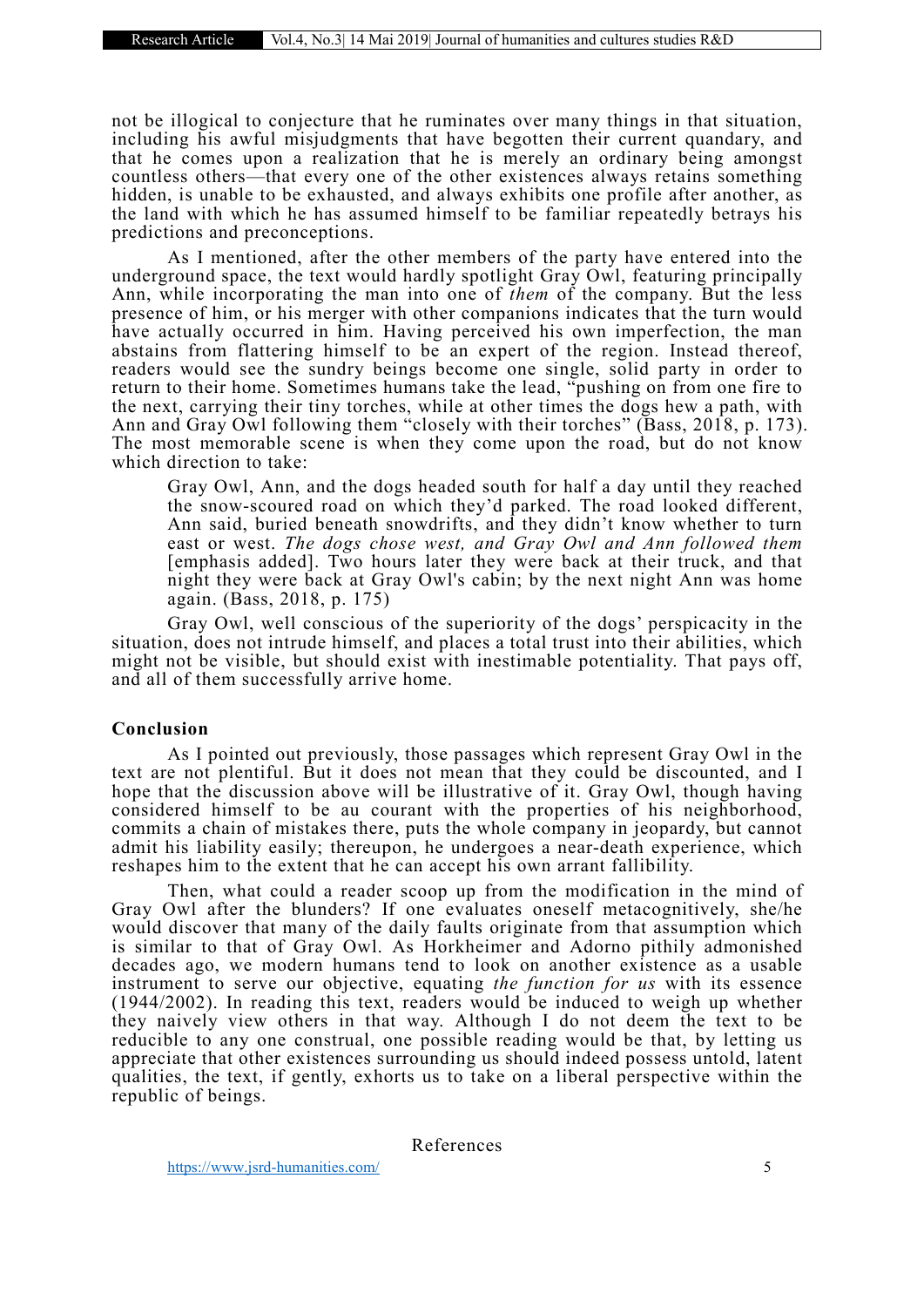not be illogical to conjecture that he ruminates over many things in that situation, including his awful misjudgments that have begotten their current quandary, and that he comes upon a realization that he is merely an ordinary being amongst countless others—that every one of the other existences always retains something hidden, is unable to be exhausted, and always exhibits one profile after another, as the land with which he has assumed himself to be familiar repeatedly betrays his predictions and preconceptions.

As I mentioned, after the other members of the party have entered into the underground space, the text would hardly spotlight Gray Owl, featuring principally Ann, while incorporating the man into one of *them* of the company. But the less presence of him, or his merger with other companions indicates that the turn would have actually occurred in him. Having perceived his own imperfection, the man abstains from flattering himself to be an expert of the region. Instead thereof, readers would see the sundry beings become one single, solid party in order to return to their home. Sometimes humans take the lead, "pushing on from one fire to the next, carrying their tiny torches, while at other times the dogs hew a path, with Ann and Gray Owl following them "closely with their torches" (Bass, 2018, p. 173). The most memorable scene is when they come upon the road, but do not know which direction to take:

> Gray Owl, Ann, and the dogs headed south for half a day until they reached the snow-scoured road on which they'd parked. The road looked different, Ann said, buried beneath snowdrifts, and they didn't know whether to turn east or west. *The dogs chose west, and Gray Owl and Ann followed them* [emphasis added]. Two hours later they were back at their truck, and that night they were back at Gray Owl's cabin; by the next night Ann was home again. (Bass, 2018, p. 175)

Gray Owl, well conscious of the superiority of the dogs' perspicacity in the situation, does not intrude himself, and places a total trust into their abilities, which might not be visible, but should exist with inestimable potentiality. That pays off, and all of them successfully arrive home.

## Conclusion

As I pointed out previously, those passages which represent Gray Owl in the text are not plentiful. But it does not mean that they could be discounted, and I hope that the discussion above will be illustrative of it. Gray Owl, though having considered himself to be au courant with the properties of his neighborhood, commits a chain of mistakes there, puts the whole company in jeopardy, but cannot admit his liability easily; thereupon, he undergoes a near-death experience, which reshapes him to the extent that he can accept his own arrant fallibility.

Then, what could a reader scoop up from the modification in the mind of Gray Owl after the blunders? If one evaluates oneself metacognitively, she/he would discover that many of the daily faults originate from that assumption which is similar to that of Gray Owl. As Horkheimer and Adorno pithily admonished decades ago, we modern humans tend to look on another existence as a usable instrument to serve our objective, equating *the function for us* with its essence (1944/2002). In reading this text, readers would be induced to weigh up whether they naively view others in that way. Although I do not deem the text to be reducible to any one construal, one possible reading would be that, by letting us appreciate that other existences surrounding us should indeed possess untold, latent qualities, the text, if gently, exhorts us to take on a liberal perspective within the republic of beings.

## References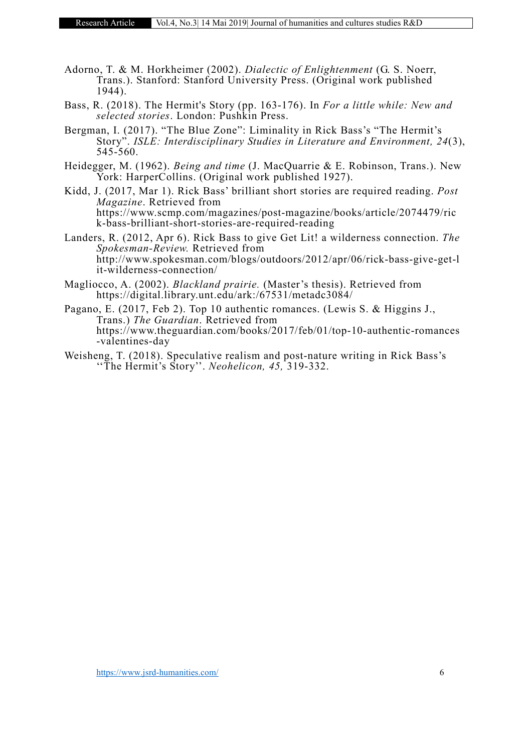Adorno, T. & M. Horkheimer (2002). *Dialectic of Enlightenment* (G. S. Noerr, Trans.). Stanford: Stanford University Press. (Original work published 1944).

Bass, R. (2018). The Hermit's Story (pp. 163-176). In *For a little while: New and selected stories*. London: Pushkin Press.

Bergman, I. (2017). "The Blue Zone": Liminality in Rick Bass's "The Hermit's Story". *ISLE: Interdisciplinary Studies in Literature and Environment, 24*(3), 545-560.

Heidegger, M. (1962). *Being and time* (J. MacQuarrie & E. Robinson, Trans.). New York: HarperCollins. (Original work published 1927).

Kidd, J. (2017, Mar 1). Rick Bass' brilliant short stories are required reading. *Post Magazine*. Retrieved from https://www.scmp.com/magazines/post-magazine/books/article/2074479/rick-bass-brilliant-short-stories-are-required-reading

Landers, R. (2012, Apr 6). Rick Bass to give Get Lit! a wilderness connection. *The Spokesman-Review.* Retrieved from http://www.spokesman.com/blogs/outdoors/2012/apr/06/rick-bass-give-get-lit-wilderness-connection/

Magliocco, A. (2002). *Blackland prairie.* (Master's thesis). Retrieved from https://digital.library.unt.edu/ark:/67531/metadc3084/

Pagano, E. (2017, Feb 2). Top 10 authentic romances. (Lewis S. & Higgins J., Trans.) *The Guardian*. Retrieved from https://www.theguardian.com/books/2017/feb/01/top-10-authentic-romances-valentines-day

Weisheng, T. (2018). Speculative realism and post-nature writing in Rick Bass's ''The Hermit's Story''. *Neohelicon, 45,* 319-332.